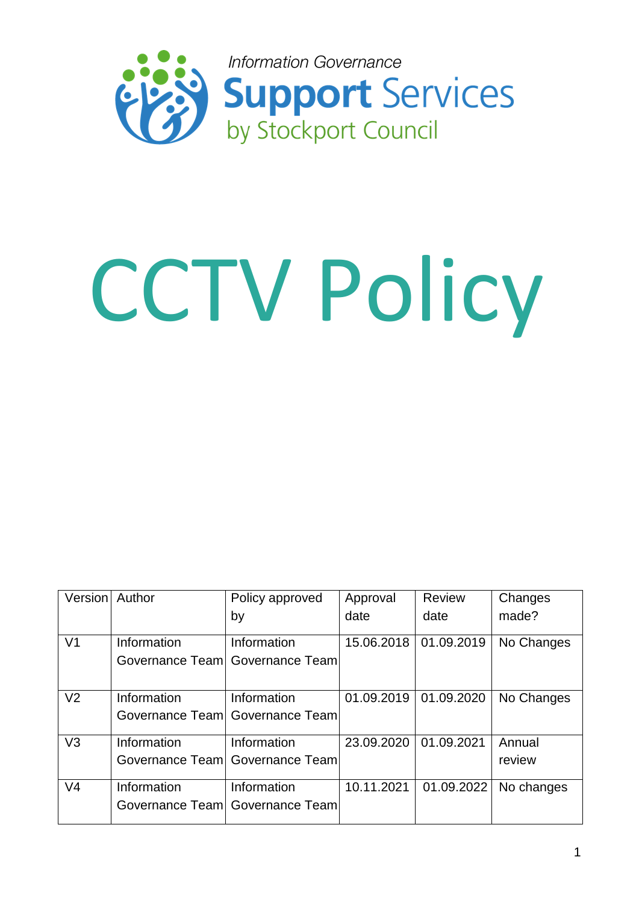Information Governance

**Support** Services

by Stockport Council

# CCTV Policy

| Version | Author | Policy approved by | Approval date | Review date | Changes made? |
|---|---|---|---|---|---|
| V1 | Information Governance Team | Information Governance Team | 15.06.2018 | 01.09.2019 | No Changes |
| V2 | Information Governance Team | Information Governance Team | 01.09.2019 | 01.09.2020 | No Changes |
| V3 | Information Governance Team | Information Governance Team | 23.09.2020 | 01.09.2021 | Annual review |
| V4 | Information Governance Team | Information Governance Team | 10.11.2021 | 01.09.2022 | No changes |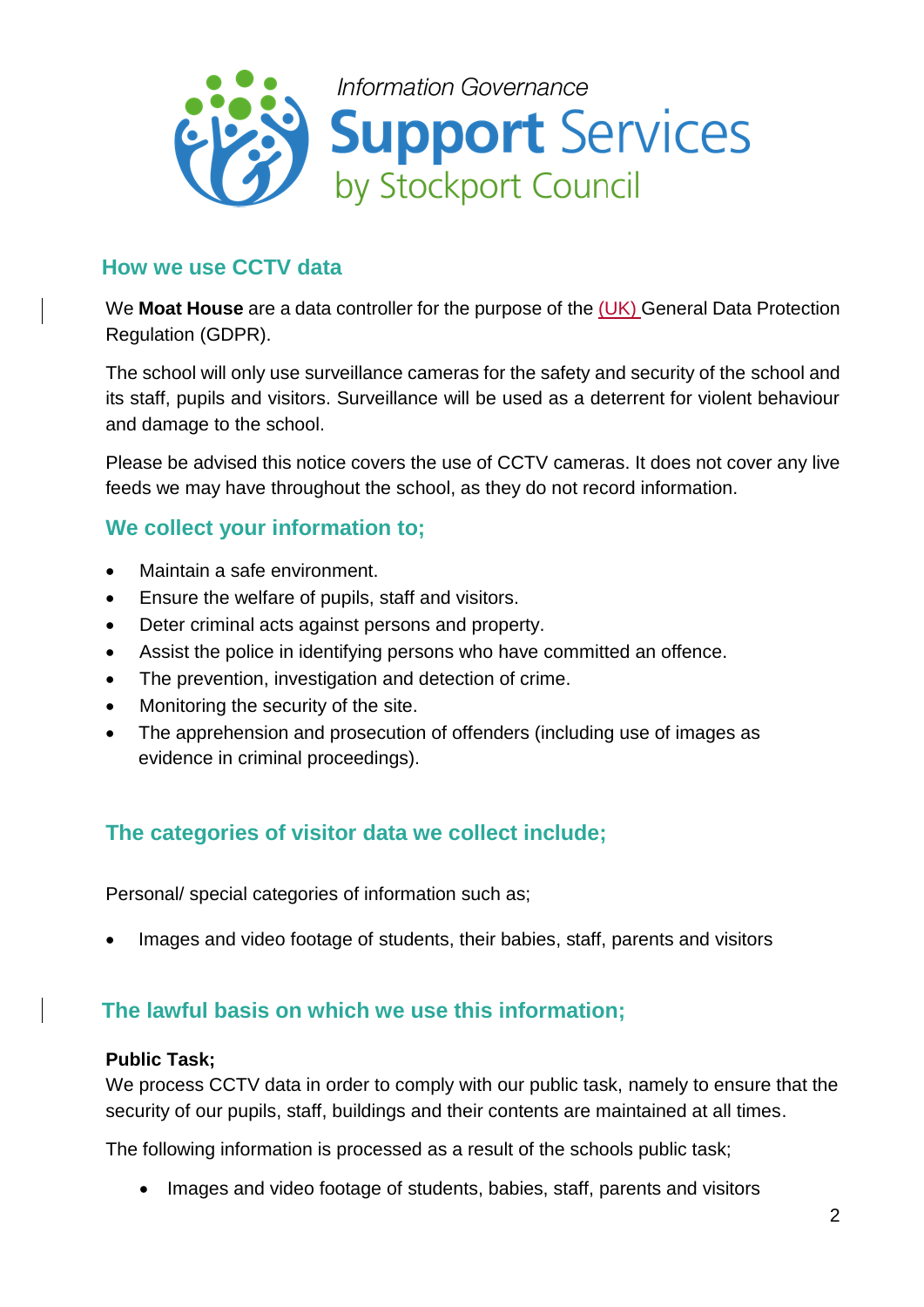Information Governance **Support** Services by Stockport Council

## How we use CCTV data

We **Moat House** are a data controller for the purpose of the (UK) General Data Protection Regulation (GDPR).

The school will only use surveillance cameras for the safety and security of the school and its staff, pupils and visitors. Surveillance will be used as a deterrent for violent behaviour and damage to the school.

Please be advised this notice covers the use of CCTV cameras. It does not cover any live feeds we may have throughout the school, as they do not record information.

## We collect your information to;

- Maintain a safe environment.
- Ensure the welfare of pupils, staff and visitors.
- Deter criminal acts against persons and property.
- Assist the police in identifying persons who have committed an offence.
- The prevention, investigation and detection of crime.
- Monitoring the security of the site.
- The apprehension and prosecution of offenders (including use of images as evidence in criminal proceedings).

## The categories of visitor data we collect include;

Personal/ special categories of information such as;

- Images and video footage of students, their babies, staff, parents and visitors

## The lawful basis on which we use this information;

**Public Task;**
We process CCTV data in order to comply with our public task, namely to ensure that the security of our pupils, staff, buildings and their contents are maintained at all times.

The following information is processed as a result of the schools public task;

- Images and video footage of students, babies, staff, parents and visitors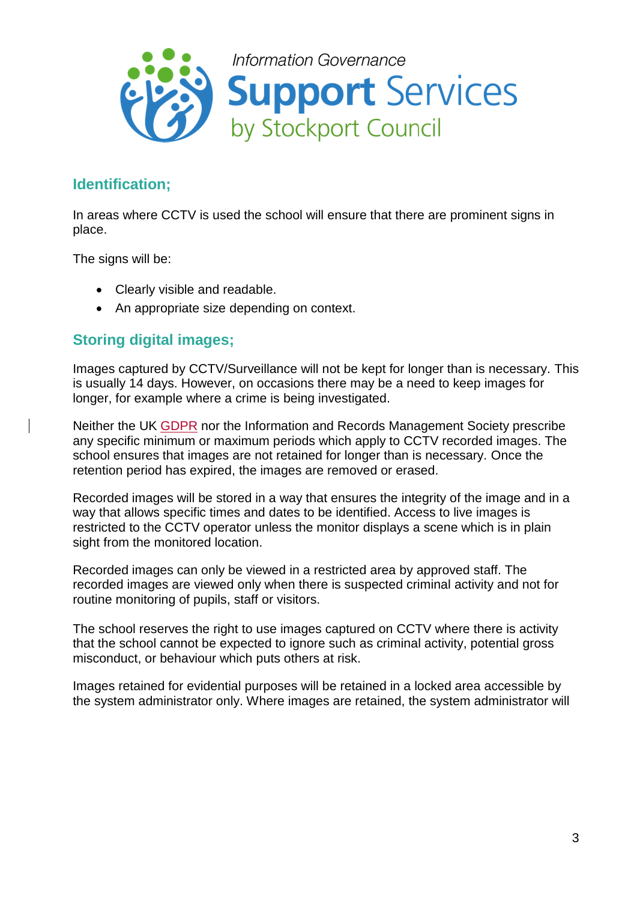## Identification;

In areas where CCTV is used the school will ensure that there are prominent signs in place.

The signs will be:

- Clearly visible and readable.
- An appropriate size depending on context.

## Storing digital images;

Images captured by CCTV/Surveillance will not be kept for longer than is necessary. This is usually 14 days. However, on occasions there may be a need to keep images for longer, for example where a crime is being investigated.

Neither the UK GDPR nor the Information and Records Management Society prescribe any specific minimum or maximum periods which apply to CCTV recorded images. The school ensures that images are not retained for longer than is necessary. Once the retention period has expired, the images are removed or erased.

Recorded images will be stored in a way that ensures the integrity of the image and in a way that allows specific times and dates to be identified. Access to live images is restricted to the CCTV operator unless the monitor displays a scene which is in plain sight from the monitored location.

Recorded images can only be viewed in a restricted area by approved staff. The recorded images are viewed only when there is suspected criminal activity and not for routine monitoring of pupils, staff or visitors.

The school reserves the right to use images captured on CCTV where there is activity that the school cannot be expected to ignore such as criminal activity, potential gross misconduct, or behaviour which puts others at risk.

Images retained for evidential purposes will be retained in a locked area accessible by the system administrator only. Where images are retained, the system administrator will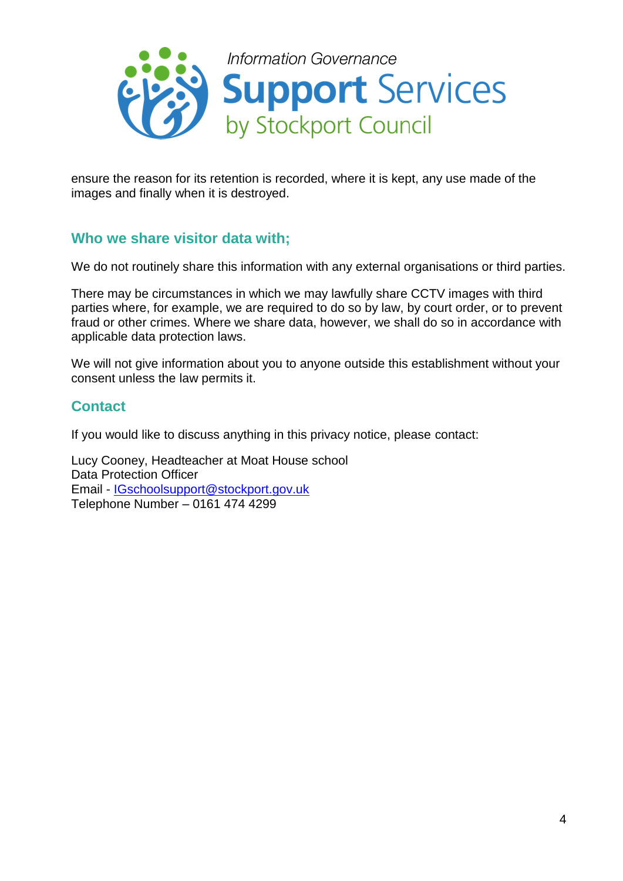ensure the reason for its retention is recorded, where it is kept, any use made of the images and finally when it is destroyed.

## Who we share visitor data with;

We do not routinely share this information with any external organisations or third parties.

There may be circumstances in which we may lawfully share CCTV images with third parties where, for example, we are required to do so by law, by court order, or to prevent fraud or other crimes. Where we share data, however, we shall do so in accordance with applicable data protection laws.

We will not give information about you to anyone outside this establishment without your consent unless the law permits it.

## Contact

If you would like to discuss anything in this privacy notice, please contact:

Lucy Cooney, Headteacher at Moat House school
Data Protection Officer
Email - IGschoolsupport@stockport.gov.uk
Telephone Number – 0161 474 4299